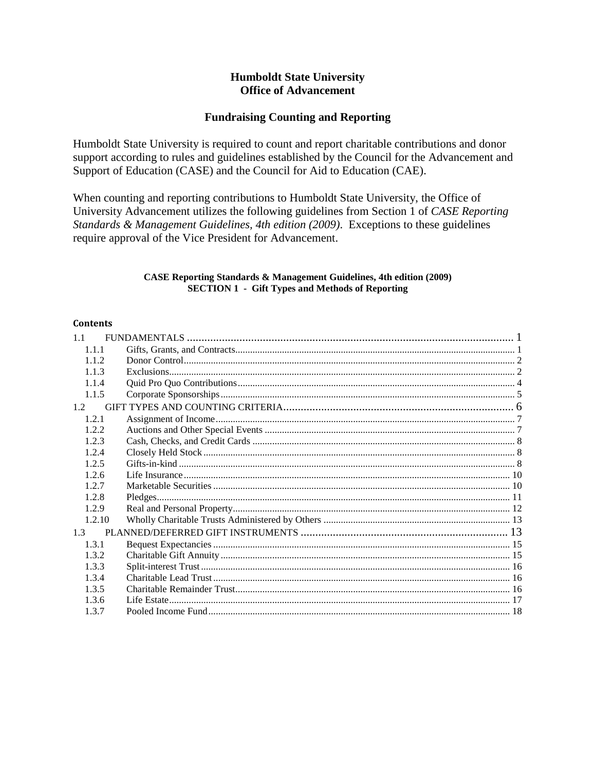# Humboldt State University
## Office of Advancement

## Fundraising Counting and Reporting

Humboldt State University is required to count and report charitable contributions and donor support according to rules and guidelines established by the Council for the Advancement and Support of Education (CASE) and the Council for Aid to Education (CAE).

When counting and reporting contributions to Humboldt State University, the Office of University Advancement utilizes the following guidelines from Section 1 of *CASE Reporting Standards & Management Guidelines, 4th edition (2009)*. Exceptions to these guidelines require approval of the Vice President for Advancement.

**CASE Reporting Standards & Management Guidelines, 4th edition (2009)**
**SECTION 1 - Gift Types and Methods of Reporting**

**Contents**

- 1.1 FUNDAMENTALS ........ 1
  - 1.1.1 Gifts, Grants, and Contracts ........ 1
  - 1.1.2 Donor Control ........ 2
  - 1.1.3 Exclusions ........ 2
  - 1.1.4 Quid Pro Quo Contributions ........ 4
  - 1.1.5 Corporate Sponsorships ........ 5
- 1.2 GIFT TYPES AND COUNTING CRITERIA ........ 6
  - 1.2.1 Assignment of Income ........ 7
  - 1.2.2 Auctions and Other Special Events ........ 7
  - 1.2.3 Cash, Checks, and Credit Cards ........ 8
  - 1.2.4 Closely Held Stock ........ 8
  - 1.2.5 Gifts-in-kind ........ 8
  - 1.2.6 Life Insurance ........ 10
  - 1.2.7 Marketable Securities ........ 10
  - 1.2.8 Pledges ........ 11
  - 1.2.9 Real and Personal Property ........ 12
  - 1.2.10 Wholly Charitable Trusts Administered by Others ........ 13
- 1.3 PLANNED/DEFERRED GIFT INSTRUMENTS ........ 13
  - 1.3.1 Bequest Expectancies ........ 15
  - 1.3.2 Charitable Gift Annuity ........ 15
  - 1.3.3 Split-interest Trust ........ 16
  - 1.3.4 Charitable Lead Trust ........ 16
  - 1.3.5 Charitable Remainder Trust ........ 16
  - 1.3.6 Life Estate ........ 17
  - 1.3.7 Pooled Income Fund ........ 18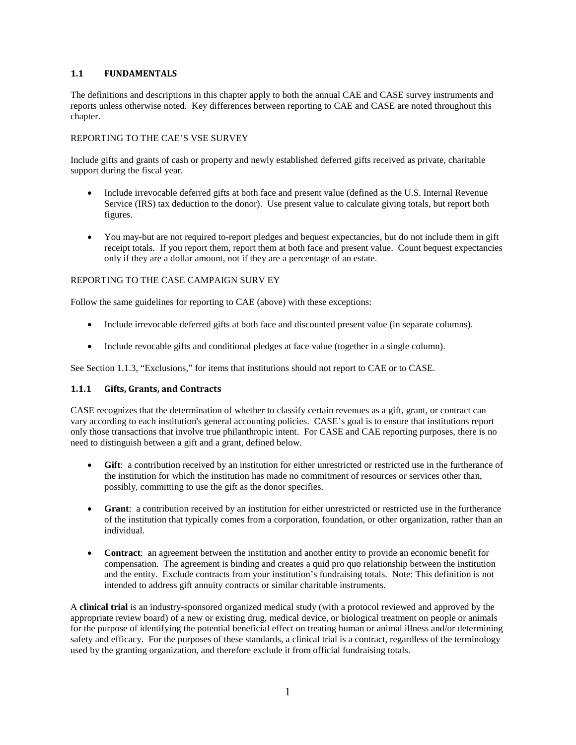### 1.1 FUNDAMENTALS

The definitions and descriptions in this chapter apply to both the annual CAE and CASE survey instruments and reports unless otherwise noted. Key differences between reporting to CAE and CASE are noted throughout this chapter.

REPORTING TO THE CAE'S VSE SURVEY

Include gifts and grants of cash or property and newly established deferred gifts received as private, charitable support during the fiscal year.

- Include irrevocable deferred gifts at both face and present value (defined as the U.S. Internal Revenue Service (IRS) tax deduction to the donor). Use present value to calculate giving totals, but report both figures.
- You may-but are not required to-report pledges and bequest expectancies, but do not include them in gift receipt totals. If you report them, report them at both face and present value. Count bequest expectancies only if they are a dollar amount, not if they are a percentage of an estate.

REPORTING TO THE CASE CAMPAIGN SURV EY

Follow the same guidelines for reporting to CAE (above) with these exceptions:

- Include irrevocable deferred gifts at both face and discounted present value (in separate columns).
- Include revocable gifts and conditional pledges at face value (together in a single column).

See Section 1.1.3, "Exclusions," for items that institutions should not report to CAE or to CASE.

#### 1.1.1 Gifts, Grants, and Contracts

CASE recognizes that the determination of whether to classify certain revenues as a gift, grant, or contract can vary according to each institution's general accounting policies. CASE's goal is to ensure that institutions report only those transactions that involve true philanthropic intent. For CASE and CAE reporting purposes, there is no need to distinguish between a gift and a grant, defined below.

- **Gift**: a contribution received by an institution for either unrestricted or restricted use in the furtherance of the institution for which the institution has made no commitment of resources or services other than, possibly, committing to use the gift as the donor specifies.
- **Grant**: a contribution received by an institution for either unrestricted or restricted use in the furtherance of the institution that typically comes from a corporation, foundation, or other organization, rather than an individual.
- **Contract**: an agreement between the institution and another entity to provide an economic benefit for compensation. The agreement is binding and creates a quid pro quo relationship between the institution and the entity. Exclude contracts from your institution's fundraising totals. Note: This definition is not intended to address gift annuity contracts or similar charitable instruments.

A **clinical trial** is an industry-sponsored organized medical study (with a protocol reviewed and approved by the appropriate review board) of a new or existing drug, medical device, or biological treatment on people or animals for the purpose of identifying the potential beneficial effect on treating human or animal illness and/or determining safety and efficacy. For the purposes of these standards, a clinical trial is a contract, regardless of the terminology used by the granting organization, and therefore exclude it from official fundraising totals.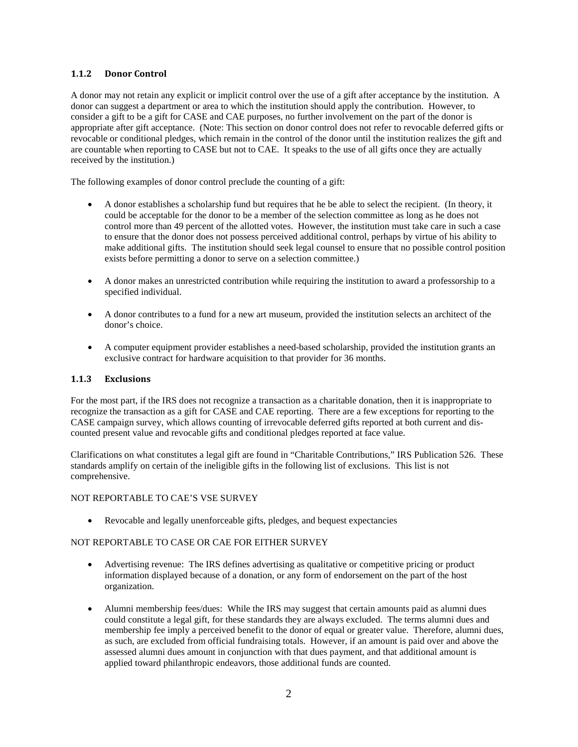### 1.1.2 Donor Control

A donor may not retain any explicit or implicit control over the use of a gift after acceptance by the institution. A donor can suggest a department or area to which the institution should apply the contribution. However, to consider a gift to be a gift for CASE and CAE purposes, no further involvement on the part of the donor is appropriate after gift acceptance. (Note: This section on donor control does not refer to revocable deferred gifts or revocable or conditional pledges, which remain in the control of the donor until the institution realizes the gift and are countable when reporting to CASE but not to CAE. It speaks to the use of all gifts once they are actually received by the institution.)

The following examples of donor control preclude the counting of a gift:

- A donor establishes a scholarship fund but requires that he be able to select the recipient. (In theory, it could be acceptable for the donor to be a member of the selection committee as long as he does not control more than 49 percent of the allotted votes. However, the institution must take care in such a case to ensure that the donor does not possess perceived additional control, perhaps by virtue of his ability to make additional gifts. The institution should seek legal counsel to ensure that no possible control position exists before permitting a donor to serve on a selection committee.)
- A donor makes an unrestricted contribution while requiring the institution to award a professorship to a specified individual.
- A donor contributes to a fund for a new art museum, provided the institution selects an architect of the donor's choice.
- A computer equipment provider establishes a need-based scholarship, provided the institution grants an exclusive contract for hardware acquisition to that provider for 36 months.

### 1.1.3 Exclusions

For the most part, if the IRS does not recognize a transaction as a charitable donation, then it is inappropriate to recognize the transaction as a gift for CASE and CAE reporting. There are a few exceptions for reporting to the CASE campaign survey, which allows counting of irrevocable deferred gifts reported at both current and discounted present value and revocable gifts and conditional pledges reported at face value.

Clarifications on what constitutes a legal gift are found in "Charitable Contributions," IRS Publication 526. These standards amplify on certain of the ineligible gifts in the following list of exclusions. This list is not comprehensive.

NOT REPORTABLE TO CAE'S VSE SURVEY

- Revocable and legally unenforceable gifts, pledges, and bequest expectancies

NOT REPORTABLE TO CASE OR CAE FOR EITHER SURVEY

- Advertising revenue: The IRS defines advertising as qualitative or competitive pricing or product information displayed because of a donation, or any form of endorsement on the part of the host organization.
- Alumni membership fees/dues: While the IRS may suggest that certain amounts paid as alumni dues could constitute a legal gift, for these standards they are always excluded. The terms alumni dues and membership fee imply a perceived benefit to the donor of equal or greater value. Therefore, alumni dues, as such, are excluded from official fundraising totals. However, if an amount is paid over and above the assessed alumni dues amount in conjunction with that dues payment, and that additional amount is applied toward philanthropic endeavors, those additional funds are counted.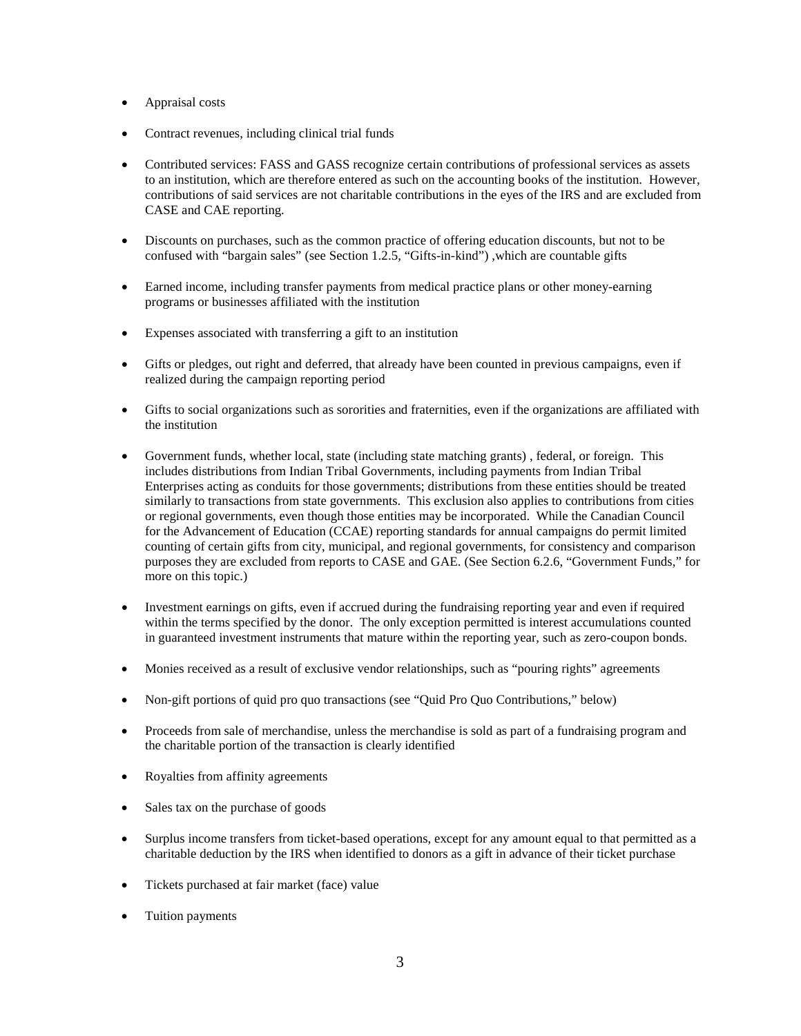- Appraisal costs
- Contract revenues, including clinical trial funds
- Contributed services: FASS and GASS recognize certain contributions of professional services as assets to an institution, which are therefore entered as such on the accounting books of the institution. However, contributions of said services are not charitable contributions in the eyes of the IRS and are excluded from CASE and CAE reporting.
- Discounts on purchases, such as the common practice of offering education discounts, but not to be confused with "bargain sales" (see Section 1.2.5, "Gifts-in-kind") ,which are countable gifts
- Earned income, including transfer payments from medical practice plans or other money-earning programs or businesses affiliated with the institution
- Expenses associated with transferring a gift to an institution
- Gifts or pledges, out right and deferred, that already have been counted in previous campaigns, even if realized during the campaign reporting period
- Gifts to social organizations such as sororities and fraternities, even if the organizations are affiliated with the institution
- Government funds, whether local, state (including state matching grants) , federal, or foreign. This includes distributions from Indian Tribal Governments, including payments from Indian Tribal Enterprises acting as conduits for those governments; distributions from these entities should be treated similarly to transactions from state governments. This exclusion also applies to contributions from cities or regional governments, even though those entities may be incorporated. While the Canadian Council for the Advancement of Education (CCAE) reporting standards for annual campaigns do permit limited counting of certain gifts from city, municipal, and regional governments, for consistency and comparison purposes they are excluded from reports to CASE and GAE. (See Section 6.2.6, "Government Funds," for more on this topic.)
- Investment earnings on gifts, even if accrued during the fundraising reporting year and even if required within the terms specified by the donor. The only exception permitted is interest accumulations counted in guaranteed investment instruments that mature within the reporting year, such as zero-coupon bonds.
- Monies received as a result of exclusive vendor relationships, such as "pouring rights" agreements
- Non-gift portions of quid pro quo transactions (see "Quid Pro Quo Contributions," below)
- Proceeds from sale of merchandise, unless the merchandise is sold as part of a fundraising program and the charitable portion of the transaction is clearly identified
- Royalties from affinity agreements
- Sales tax on the purchase of goods
- Surplus income transfers from ticket-based operations, except for any amount equal to that permitted as a charitable deduction by the IRS when identified to donors as a gift in advance of their ticket purchase
- Tickets purchased at fair market (face) value
- Tuition payments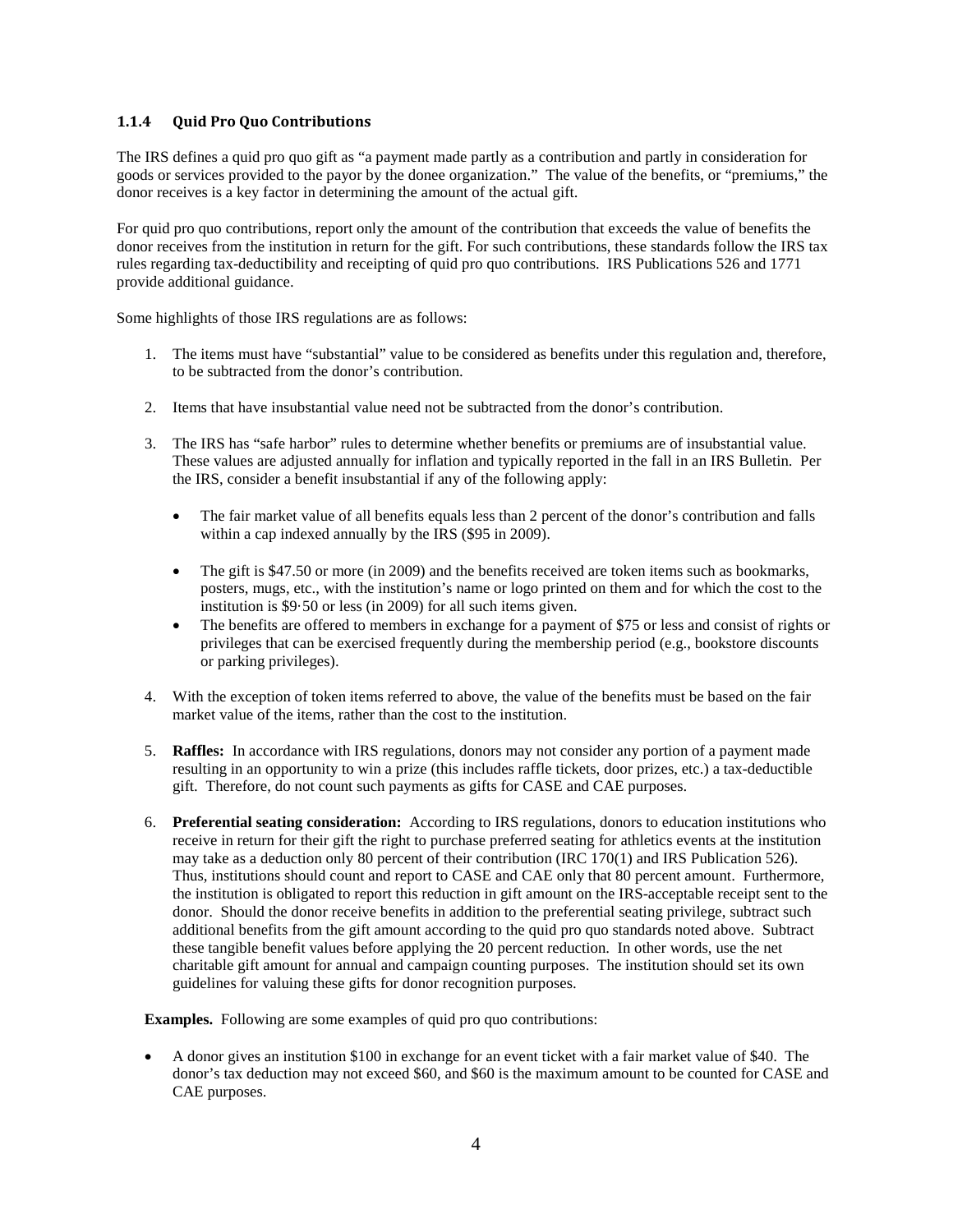### 1.1.4 Quid Pro Quo Contributions

The IRS defines a quid pro quo gift as "a payment made partly as a contribution and partly in consideration for goods or services provided to the payor by the donee organization." The value of the benefits, or "premiums," the donor receives is a key factor in determining the amount of the actual gift.

For quid pro quo contributions, report only the amount of the contribution that exceeds the value of benefits the donor receives from the institution in return for the gift. For such contributions, these standards follow the IRS tax rules regarding tax-deductibility and receipting of quid pro quo contributions. IRS Publications 526 and 1771 provide additional guidance.

Some highlights of those IRS regulations are as follows:

1. The items must have "substantial" value to be considered as benefits under this regulation and, therefore, to be subtracted from the donor's contribution.

2. Items that have insubstantial value need not be subtracted from the donor's contribution.

3. The IRS has "safe harbor" rules to determine whether benefits or premiums are of insubstantial value. These values are adjusted annually for inflation and typically reported in the fall in an IRS Bulletin. Per the IRS, consider a benefit insubstantial if any of the following apply:

   - The fair market value of all benefits equals less than 2 percent of the donor's contribution and falls within a cap indexed annually by the IRS ($95 in 2009).
   - The gift is $47.50 or more (in 2009) and the benefits received are token items such as bookmarks, posters, mugs, etc., with the institution's name or logo printed on them and for which the cost to the institution is $9·50 or less (in 2009) for all such items given.
   - The benefits are offered to members in exchange for a payment of $75 or less and consist of rights or privileges that can be exercised frequently during the membership period (e.g., bookstore discounts or parking privileges).

4. With the exception of token items referred to above, the value of the benefits must be based on the fair market value of the items, rather than the cost to the institution.

5. **Raffles:** In accordance with IRS regulations, donors may not consider any portion of a payment made resulting in an opportunity to win a prize (this includes raffle tickets, door prizes, etc.) a tax-deductible gift. Therefore, do not count such payments as gifts for CASE and CAE purposes.

6. **Preferential seating consideration:** According to IRS regulations, donors to education institutions who receive in return for their gift the right to purchase preferred seating for athletics events at the institution may take as a deduction only 80 percent of their contribution (IRC 170(1) and IRS Publication 526). Thus, institutions should count and report to CASE and CAE only that 80 percent amount. Furthermore, the institution is obligated to report this reduction in gift amount on the IRS-acceptable receipt sent to the donor. Should the donor receive benefits in addition to the preferential seating privilege, subtract such additional benefits from the gift amount according to the quid pro quo standards noted above. Subtract these tangible benefit values before applying the 20 percent reduction. In other words, use the net charitable gift amount for annual and campaign counting purposes. The institution should set its own guidelines for valuing these gifts for donor recognition purposes.

**Examples.** Following are some examples of quid pro quo contributions:

- A donor gives an institution $100 in exchange for an event ticket with a fair market value of $40. The donor's tax deduction may not exceed $60, and $60 is the maximum amount to be counted for CASE and CAE purposes.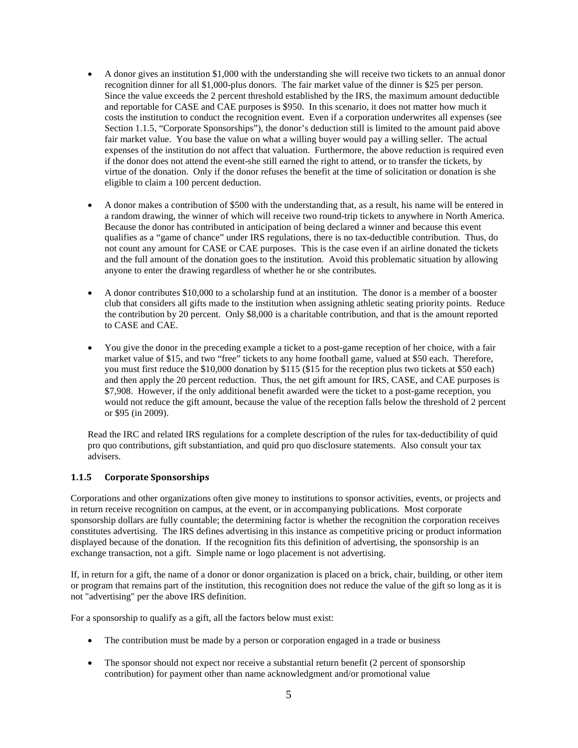- A donor gives an institution $1,000 with the understanding she will receive two tickets to an annual donor recognition dinner for all $1,000-plus donors. The fair market value of the dinner is $25 per person. Since the value exceeds the 2 percent threshold established by the IRS, the maximum amount deductible and reportable for CASE and CAE purposes is $950. In this scenario, it does not matter how much it costs the institution to conduct the recognition event. Even if a corporation underwrites all expenses (see Section 1.1.5, "Corporate Sponsorships"), the donor's deduction still is limited to the amount paid above fair market value. You base the value on what a willing buyer would pay a willing seller. The actual expenses of the institution do not affect that valuation. Furthermore, the above reduction is required even if the donor does not attend the event-she still earned the right to attend, or to transfer the tickets, by virtue of the donation. Only if the donor refuses the benefit at the time of solicitation or donation is she eligible to claim a 100 percent deduction.

- A donor makes a contribution of $500 with the understanding that, as a result, his name will be entered in a random drawing, the winner of which will receive two round-trip tickets to anywhere in North America. Because the donor has contributed in anticipation of being declared a winner and because this event qualifies as a "game of chance" under IRS regulations, there is no tax-deductible contribution. Thus, do not count any amount for CASE or CAE purposes. This is the case even if an airline donated the tickets and the full amount of the donation goes to the institution. Avoid this problematic situation by allowing anyone to enter the drawing regardless of whether he or she contributes.

- A donor contributes $10,000 to a scholarship fund at an institution. The donor is a member of a booster club that considers all gifts made to the institution when assigning athletic seating priority points. Reduce the contribution by 20 percent. Only $8,000 is a charitable contribution, and that is the amount reported to CASE and CAE.

- You give the donor in the preceding example a ticket to a post-game reception of her choice, with a fair market value of $15, and two "free" tickets to any home football game, valued at $50 each. Therefore, you must first reduce the $10,000 donation by $115 ($15 for the reception plus two tickets at $50 each) and then apply the 20 percent reduction. Thus, the net gift amount for IRS, CASE, and CAE purposes is $7,908. However, if the only additional benefit awarded were the ticket to a post-game reception, you would not reduce the gift amount, because the value of the reception falls below the threshold of 2 percent or $95 (in 2009).

Read the IRC and related IRS regulations for a complete description of the rules for tax-deductibility of quid pro quo contributions, gift substantiation, and quid pro quo disclosure statements. Also consult your tax advisers.

### 1.1.5 Corporate Sponsorships

Corporations and other organizations often give money to institutions to sponsor activities, events, or projects and in return receive recognition on campus, at the event, or in accompanying publications. Most corporate sponsorship dollars are fully countable; the determining factor is whether the recognition the corporation receives constitutes advertising. The IRS defines advertising in this instance as competitive pricing or product information displayed because of the donation. If the recognition fits this definition of advertising, the sponsorship is an exchange transaction, not a gift. Simple name or logo placement is not advertising.

If, in return for a gift, the name of a donor or donor organization is placed on a brick, chair, building, or other item or program that remains part of the institution, this recognition does not reduce the value of the gift so long as it is not "advertising" per the above IRS definition.

For a sponsorship to qualify as a gift, all the factors below must exist:

- The contribution must be made by a person or corporation engaged in a trade or business

- The sponsor should not expect nor receive a substantial return benefit (2 percent of sponsorship contribution) for payment other than name acknowledgment and/or promotional value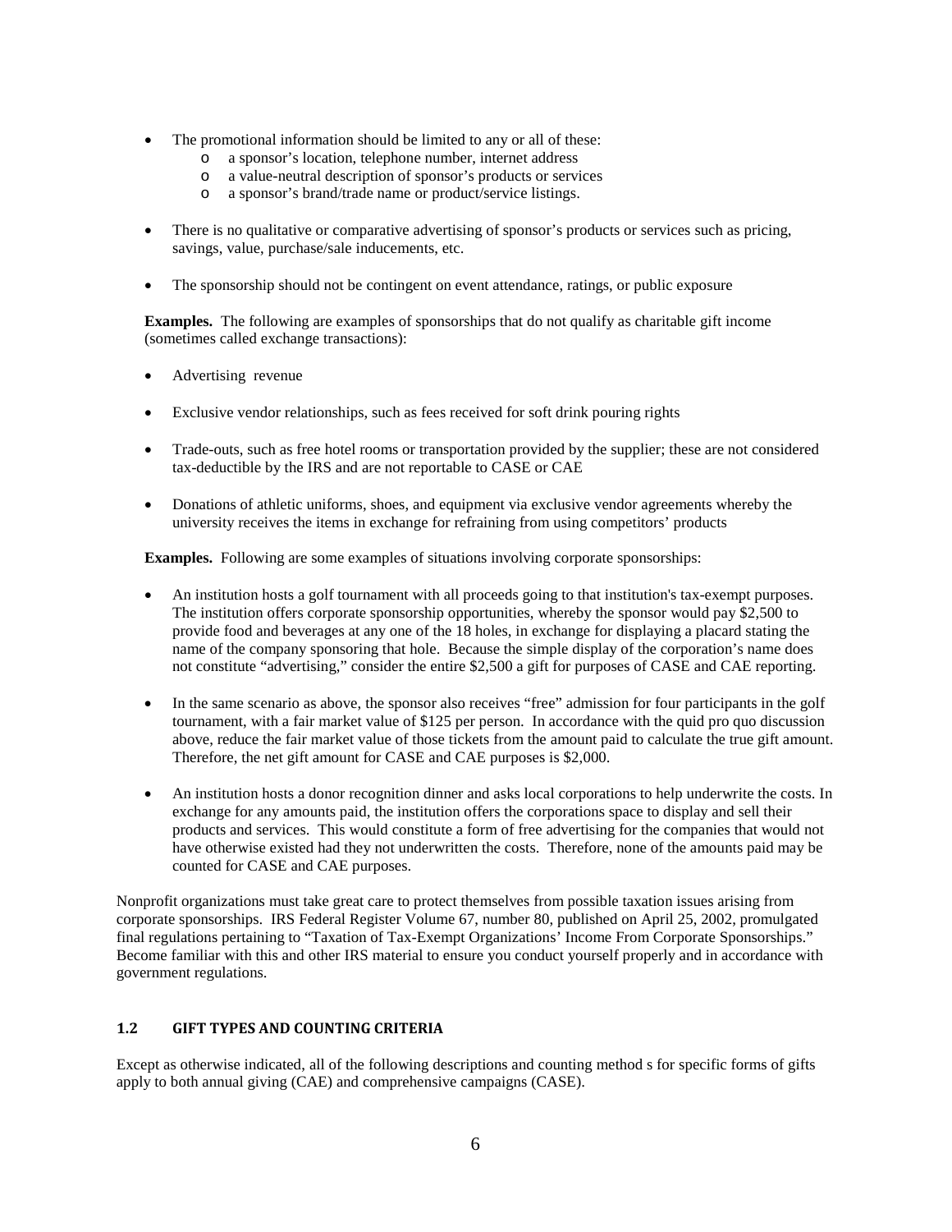- The promotional information should be limited to any or all of these:
    - a sponsor's location, telephone number, internet address
    - a value-neutral description of sponsor's products or services
    - a sponsor's brand/trade name or product/service listings.
- There is no qualitative or comparative advertising of sponsor's products or services such as pricing, savings, value, purchase/sale inducements, etc.
- The sponsorship should not be contingent on event attendance, ratings, or public exposure

**Examples.** The following are examples of sponsorships that do not qualify as charitable gift income (sometimes called exchange transactions):

- Advertising revenue
- Exclusive vendor relationships, such as fees received for soft drink pouring rights
- Trade-outs, such as free hotel rooms or transportation provided by the supplier; these are not considered tax-deductible by the IRS and are not reportable to CASE or CAE
- Donations of athletic uniforms, shoes, and equipment via exclusive vendor agreements whereby the university receives the items in exchange for refraining from using competitors' products

**Examples.** Following are some examples of situations involving corporate sponsorships:

- An institution hosts a golf tournament with all proceeds going to that institution's tax-exempt purposes. The institution offers corporate sponsorship opportunities, whereby the sponsor would pay $2,500 to provide food and beverages at any one of the 18 holes, in exchange for displaying a placard stating the name of the company sponsoring that hole. Because the simple display of the corporation's name does not constitute "advertising," consider the entire $2,500 a gift for purposes of CASE and CAE reporting.
- In the same scenario as above, the sponsor also receives "free" admission for four participants in the golf tournament, with a fair market value of $125 per person. In accordance with the quid pro quo discussion above, reduce the fair market value of those tickets from the amount paid to calculate the true gift amount. Therefore, the net gift amount for CASE and CAE purposes is $2,000.
- An institution hosts a donor recognition dinner and asks local corporations to help underwrite the costs. In exchange for any amounts paid, the institution offers the corporations space to display and sell their products and services. This would constitute a form of free advertising for the companies that would not have otherwise existed had they not underwritten the costs. Therefore, none of the amounts paid may be counted for CASE and CAE purposes.

Nonprofit organizations must take great care to protect themselves from possible taxation issues arising from corporate sponsorships. IRS Federal Register Volume 67, number 80, published on April 25, 2002, promulgated final regulations pertaining to "Taxation of Tax-Exempt Organizations' Income From Corporate Sponsorships." Become familiar with this and other IRS material to ensure you conduct yourself properly and in accordance with government regulations.

## 1.2 GIFT TYPES AND COUNTING CRITERIA

Except as otherwise indicated, all of the following descriptions and counting method s for specific forms of gifts apply to both annual giving (CAE) and comprehensive campaigns (CASE).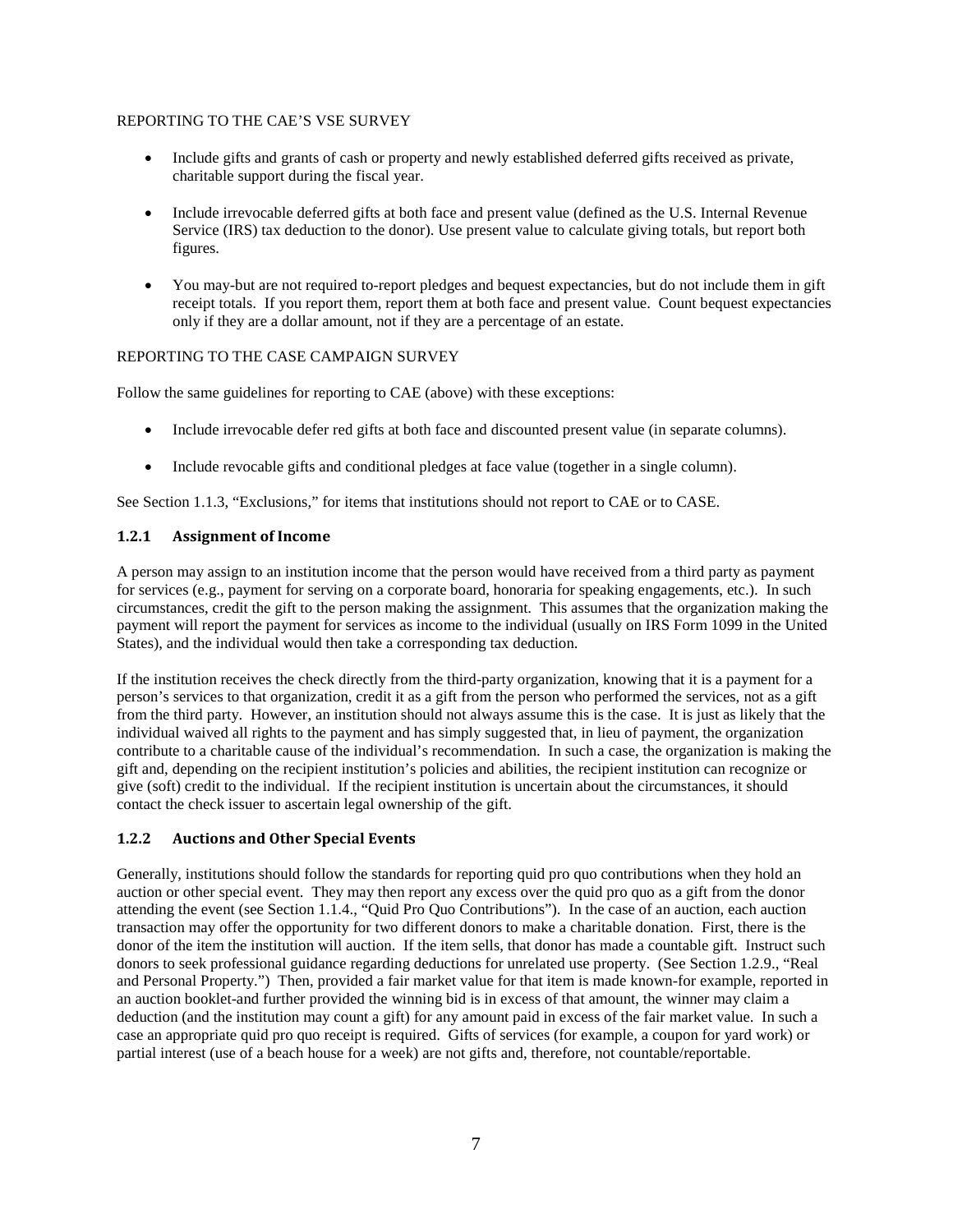REPORTING TO THE CAE'S VSE SURVEY

- Include gifts and grants of cash or property and newly established deferred gifts received as private, charitable support during the fiscal year.
- Include irrevocable deferred gifts at both face and present value (defined as the U.S. Internal Revenue Service (IRS) tax deduction to the donor). Use present value to calculate giving totals, but report both figures.
- You may-but are not required to-report pledges and bequest expectancies, but do not include them in gift receipt totals. If you report them, report them at both face and present value. Count bequest expectancies only if they are a dollar amount, not if they are a percentage of an estate.

REPORTING TO THE CASE CAMPAIGN SURVEY

Follow the same guidelines for reporting to CAE (above) with these exceptions:

- Include irrevocable defer red gifts at both face and discounted present value (in separate columns).
- Include revocable gifts and conditional pledges at face value (together in a single column).

See Section 1.1.3, "Exclusions," for items that institutions should not report to CAE or to CASE.

### 1.2.1 Assignment of Income

A person may assign to an institution income that the person would have received from a third party as payment for services (e.g., payment for serving on a corporate board, honoraria for speaking engagements, etc.). In such circumstances, credit the gift to the person making the assignment. This assumes that the organization making the payment will report the payment for services as income to the individual (usually on IRS Form 1099 in the United States), and the individual would then take a corresponding tax deduction.

If the institution receives the check directly from the third-party organization, knowing that it is a payment for a person's services to that organization, credit it as a gift from the person who performed the services, not as a gift from the third party. However, an institution should not always assume this is the case. It is just as likely that the individual waived all rights to the payment and has simply suggested that, in lieu of payment, the organization contribute to a charitable cause of the individual's recommendation. In such a case, the organization is making the gift and, depending on the recipient institution's policies and abilities, the recipient institution can recognize or give (soft) credit to the individual. If the recipient institution is uncertain about the circumstances, it should contact the check issuer to ascertain legal ownership of the gift.

### 1.2.2 Auctions and Other Special Events

Generally, institutions should follow the standards for reporting quid pro quo contributions when they hold an auction or other special event. They may then report any excess over the quid pro quo as a gift from the donor attending the event (see Section 1.1.4., "Quid Pro Quo Contributions"). In the case of an auction, each auction transaction may offer the opportunity for two different donors to make a charitable donation. First, there is the donor of the item the institution will auction. If the item sells, that donor has made a countable gift. Instruct such donors to seek professional guidance regarding deductions for unrelated use property. (See Section 1.2.9., "Real and Personal Property.") Then, provided a fair market value for that item is made known-for example, reported in an auction booklet-and further provided the winning bid is in excess of that amount, the winner may claim a deduction (and the institution may count a gift) for any amount paid in excess of the fair market value. In such a case an appropriate quid pro quo receipt is required. Gifts of services (for example, a coupon for yard work) or partial interest (use of a beach house for a week) are not gifts and, therefore, not countable/reportable.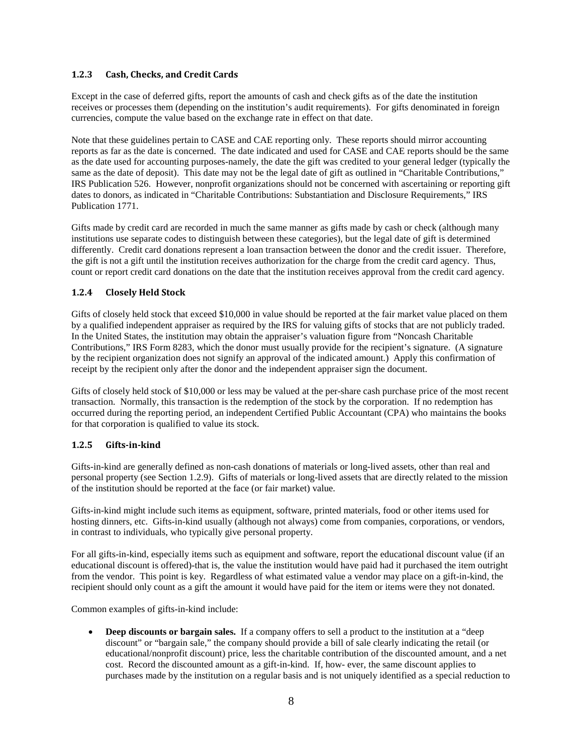### 1.2.3 Cash, Checks, and Credit Cards

Except in the case of deferred gifts, report the amounts of cash and check gifts as of the date the institution receives or processes them (depending on the institution's audit requirements). For gifts denominated in foreign currencies, compute the value based on the exchange rate in effect on that date.

Note that these guidelines pertain to CASE and CAE reporting only. These reports should mirror accounting reports as far as the date is concerned. The date indicated and used for CASE and CAE reports should be the same as the date used for accounting purposes-namely, the date the gift was credited to your general ledger (typically the same as the date of deposit). This date may not be the legal date of gift as outlined in "Charitable Contributions," IRS Publication 526. However, nonprofit organizations should not be concerned with ascertaining or reporting gift dates to donors, as indicated in "Charitable Contributions: Substantiation and Disclosure Requirements," IRS Publication 1771.

Gifts made by credit card are recorded in much the same manner as gifts made by cash or check (although many institutions use separate codes to distinguish between these categories), but the legal date of gift is determined differently. Credit card donations represent a loan transaction between the donor and the credit issuer. Therefore, the gift is not a gift until the institution receives authorization for the charge from the credit card agency. Thus, count or report credit card donations on the date that the institution receives approval from the credit card agency.

### 1.2.4 Closely Held Stock

Gifts of closely held stock that exceed $10,000 in value should be reported at the fair market value placed on them by a qualified independent appraiser as required by the IRS for valuing gifts of stocks that are not publicly traded. In the United States, the institution may obtain the appraiser's valuation figure from "Noncash Charitable Contributions," IRS Form 8283, which the donor must usually provide for the recipient's signature. (A signature by the recipient organization does not signify an approval of the indicated amount.) Apply this confirmation of receipt by the recipient only after the donor and the independent appraiser sign the document.

Gifts of closely held stock of $10,000 or less may be valued at the per-share cash purchase price of the most recent transaction. Normally, this transaction is the redemption of the stock by the corporation. If no redemption has occurred during the reporting period, an independent Certified Public Accountant (CPA) who maintains the books for that corporation is qualified to value its stock.

### 1.2.5 Gifts-in-kind

Gifts-in-kind are generally defined as non-cash donations of materials or long-lived assets, other than real and personal property (see Section 1.2.9). Gifts of materials or long-lived assets that are directly related to the mission of the institution should be reported at the face (or fair market) value.

Gifts-in-kind might include such items as equipment, software, printed materials, food or other items used for hosting dinners, etc. Gifts-in-kind usually (although not always) come from companies, corporations, or vendors, in contrast to individuals, who typically give personal property.

For all gifts-in-kind, especially items such as equipment and software, report the educational discount value (if an educational discount is offered)-that is, the value the institution would have paid had it purchased the item outright from the vendor. This point is key. Regardless of what estimated value a vendor may place on a gift-in-kind, the recipient should only count as a gift the amount it would have paid for the item or items were they not donated.

Common examples of gifts-in-kind include:

- **Deep discounts or bargain sales.** If a company offers to sell a product to the institution at a "deep discount" or "bargain sale," the company should provide a bill of sale clearly indicating the retail (or educational/nonprofit discount) price, less the charitable contribution of the discounted amount, and a net cost. Record the discounted amount as a gift-in-kind. If, how- ever, the same discount applies to purchases made by the institution on a regular basis and is not uniquely identified as a special reduction to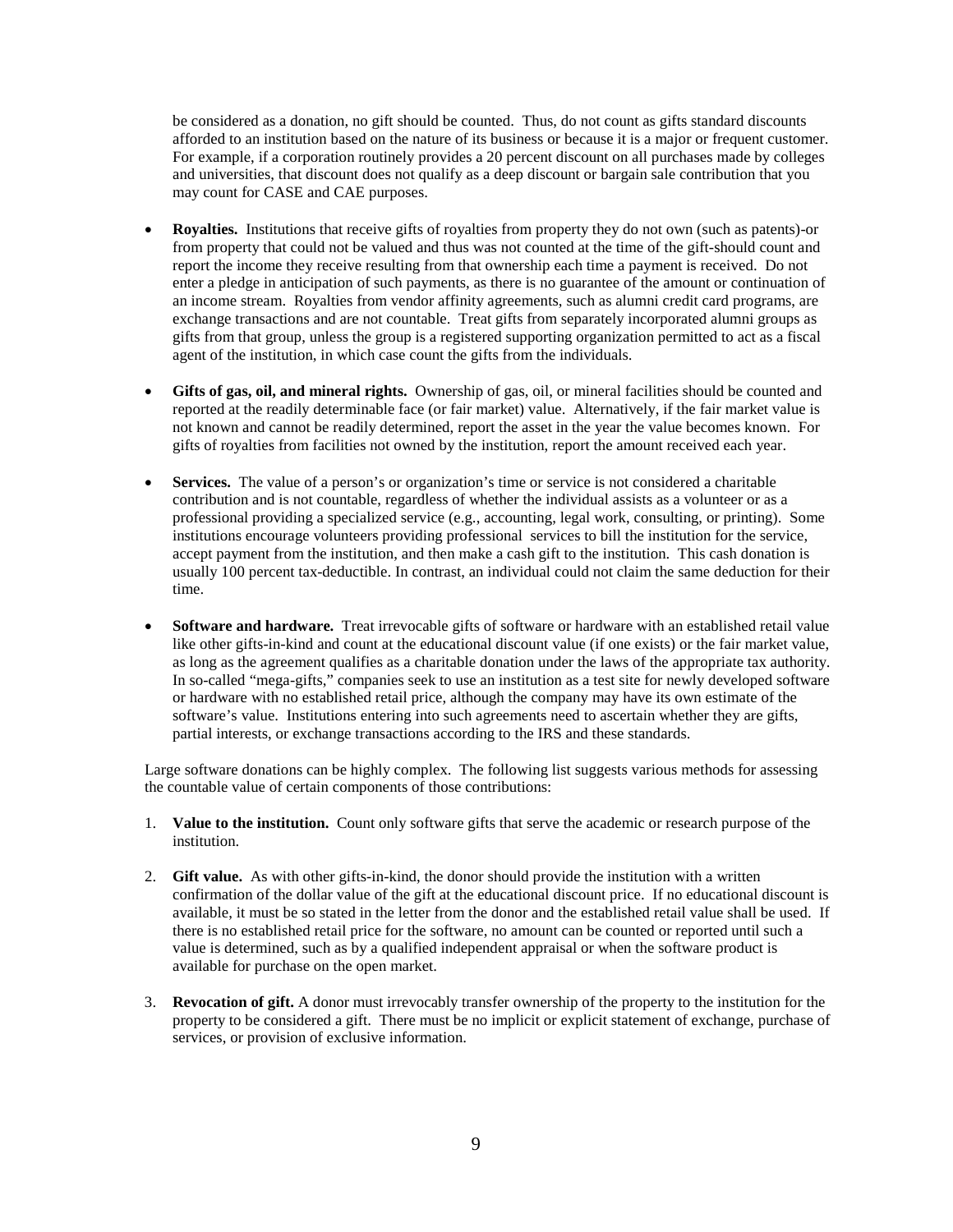be considered as a donation, no gift should be counted. Thus, do not count as gifts standard discounts afforded to an institution based on the nature of its business or because it is a major or frequent customer. For example, if a corporation routinely provides a 20 percent discount on all purchases made by colleges and universities, that discount does not qualify as a deep discount or bargain sale contribution that you may count for CASE and CAE purposes.

- **Royalties.** Institutions that receive gifts of royalties from property they do not own (such as patents)-or from property that could not be valued and thus was not counted at the time of the gift-should count and report the income they receive resulting from that ownership each time a payment is received. Do not enter a pledge in anticipation of such payments, as there is no guarantee of the amount or continuation of an income stream. Royalties from vendor affinity agreements, such as alumni credit card programs, are exchange transactions and are not countable. Treat gifts from separately incorporated alumni groups as gifts from that group, unless the group is a registered supporting organization permitted to act as a fiscal agent of the institution, in which case count the gifts from the individuals.

- **Gifts of gas, oil, and mineral rights.** Ownership of gas, oil, or mineral facilities should be counted and reported at the readily determinable face (or fair market) value. Alternatively, if the fair market value is not known and cannot be readily determined, report the asset in the year the value becomes known. For gifts of royalties from facilities not owned by the institution, report the amount received each year.

- **Services.** The value of a person's or organization's time or service is not considered a charitable contribution and is not countable, regardless of whether the individual assists as a volunteer or as a professional providing a specialized service (e.g., accounting, legal work, consulting, or printing). Some institutions encourage volunteers providing professional services to bill the institution for the service, accept payment from the institution, and then make a cash gift to the institution. This cash donation is usually 100 percent tax-deductible. In contrast, an individual could not claim the same deduction for their time.

- **Software and hardware.** Treat irrevocable gifts of software or hardware with an established retail value like other gifts-in-kind and count at the educational discount value (if one exists) or the fair market value, as long as the agreement qualifies as a charitable donation under the laws of the appropriate tax authority. In so-called "mega-gifts," companies seek to use an institution as a test site for newly developed software or hardware with no established retail price, although the company may have its own estimate of the software's value. Institutions entering into such agreements need to ascertain whether they are gifts, partial interests, or exchange transactions according to the IRS and these standards.

Large software donations can be highly complex. The following list suggests various methods for assessing the countable value of certain components of those contributions:

1. **Value to the institution.** Count only software gifts that serve the academic or research purpose of the institution.

2. **Gift value.** As with other gifts-in-kind, the donor should provide the institution with a written confirmation of the dollar value of the gift at the educational discount price. If no educational discount is available, it must be so stated in the letter from the donor and the established retail value shall be used. If there is no established retail price for the software, no amount can be counted or reported until such a value is determined, such as by a qualified independent appraisal or when the software product is available for purchase on the open market.

3. **Revocation of gift.** A donor must irrevocably transfer ownership of the property to the institution for the property to be considered a gift. There must be no implicit or explicit statement of exchange, purchase of services, or provision of exclusive information.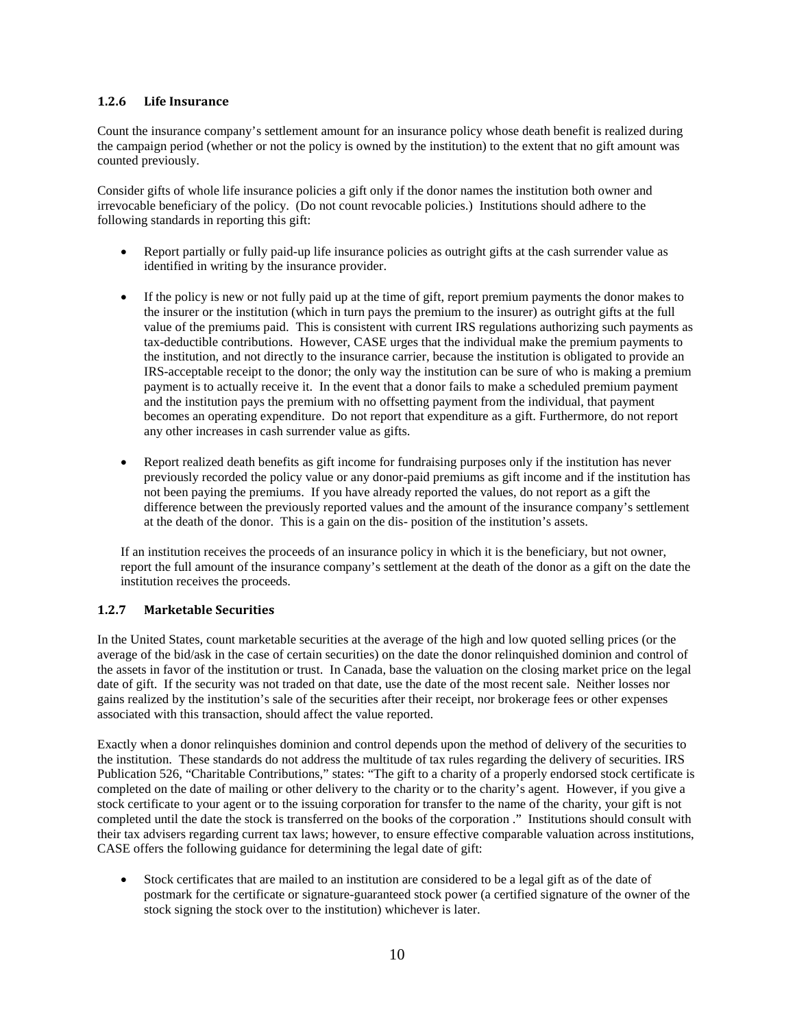### 1.2.6 Life Insurance

Count the insurance company's settlement amount for an insurance policy whose death benefit is realized during the campaign period (whether or not the policy is owned by the institution) to the extent that no gift amount was counted previously.

Consider gifts of whole life insurance policies a gift only if the donor names the institution both owner and irrevocable beneficiary of the policy. (Do not count revocable policies.) Institutions should adhere to the following standards in reporting this gift:

- Report partially or fully paid-up life insurance policies as outright gifts at the cash surrender value as identified in writing by the insurance provider.
- If the policy is new or not fully paid up at the time of gift, report premium payments the donor makes to the insurer or the institution (which in turn pays the premium to the insurer) as outright gifts at the full value of the premiums paid. This is consistent with current IRS regulations authorizing such payments as tax-deductible contributions. However, CASE urges that the individual make the premium payments to the institution, and not directly to the insurance carrier, because the institution is obligated to provide an IRS-acceptable receipt to the donor; the only way the institution can be sure of who is making a premium payment is to actually receive it. In the event that a donor fails to make a scheduled premium payment and the institution pays the premium with no offsetting payment from the individual, that payment becomes an operating expenditure. Do not report that expenditure as a gift. Furthermore, do not report any other increases in cash surrender value as gifts.
- Report realized death benefits as gift income for fundraising purposes only if the institution has never previously recorded the policy value or any donor-paid premiums as gift income and if the institution has not been paying the premiums. If you have already reported the values, do not report as a gift the difference between the previously reported values and the amount of the insurance company's settlement at the death of the donor. This is a gain on the dis- position of the institution's assets.

If an institution receives the proceeds of an insurance policy in which it is the beneficiary, but not owner, report the full amount of the insurance company's settlement at the death of the donor as a gift on the date the institution receives the proceeds.

### 1.2.7 Marketable Securities

In the United States, count marketable securities at the average of the high and low quoted selling prices (or the average of the bid/ask in the case of certain securities) on the date the donor relinquished dominion and control of the assets in favor of the institution or trust. In Canada, base the valuation on the closing market price on the legal date of gift. If the security was not traded on that date, use the date of the most recent sale. Neither losses nor gains realized by the institution's sale of the securities after their receipt, nor brokerage fees or other expenses associated with this transaction, should affect the value reported.

Exactly when a donor relinquishes dominion and control depends upon the method of delivery of the securities to the institution. These standards do not address the multitude of tax rules regarding the delivery of securities. IRS Publication 526, "Charitable Contributions," states: "The gift to a charity of a properly endorsed stock certificate is completed on the date of mailing or other delivery to the charity or to the charity's agent. However, if you give a stock certificate to your agent or to the issuing corporation for transfer to the name of the charity, your gift is not completed until the date the stock is transferred on the books of the corporation ." Institutions should consult with their tax advisers regarding current tax laws; however, to ensure effective comparable valuation across institutions, CASE offers the following guidance for determining the legal date of gift:

- Stock certificates that are mailed to an institution are considered to be a legal gift as of the date of postmark for the certificate or signature-guaranteed stock power (a certified signature of the owner of the stock signing the stock over to the institution) whichever is later.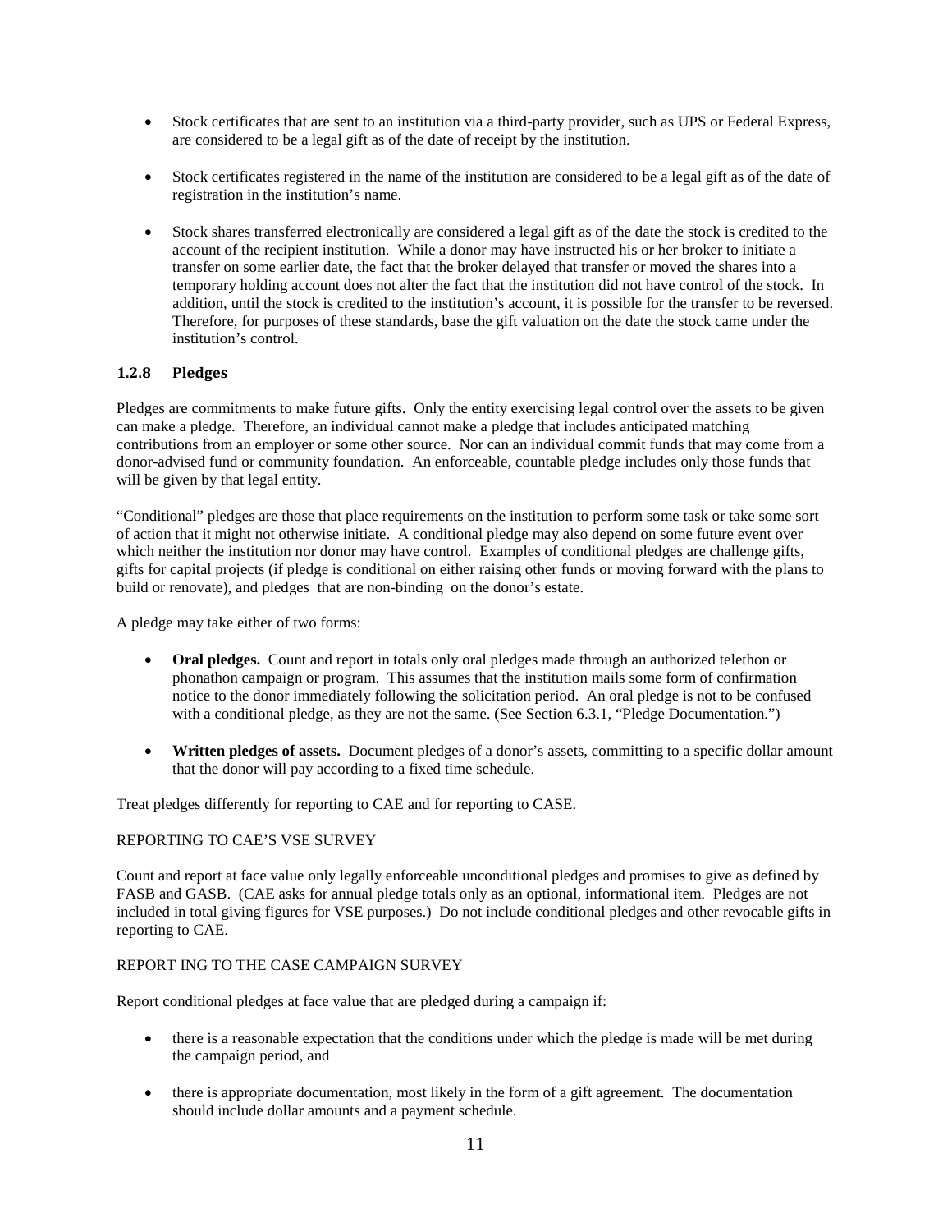- Stock certificates that are sent to an institution via a third-party provider, such as UPS or Federal Express, are considered to be a legal gift as of the date of receipt by the institution.

- Stock certificates registered in the name of the institution are considered to be a legal gift as of the date of registration in the institution's name.

- Stock shares transferred electronically are considered a legal gift as of the date the stock is credited to the account of the recipient institution. While a donor may have instructed his or her broker to initiate a transfer on some earlier date, the fact that the broker delayed that transfer or moved the shares into a temporary holding account does not alter the fact that the institution did not have control of the stock. In addition, until the stock is credited to the institution's account, it is possible for the transfer to be reversed. Therefore, for purposes of these standards, base the gift valuation on the date the stock came under the institution's control.

### 1.2.8 Pledges

Pledges are commitments to make future gifts. Only the entity exercising legal control over the assets to be given can make a pledge. Therefore, an individual cannot make a pledge that includes anticipated matching contributions from an employer or some other source. Nor can an individual commit funds that may come from a donor-advised fund or community foundation. An enforceable, countable pledge includes only those funds that will be given by that legal entity.

"Conditional" pledges are those that place requirements on the institution to perform some task or take some sort of action that it might not otherwise initiate. A conditional pledge may also depend on some future event over which neither the institution nor donor may have control. Examples of conditional pledges are challenge gifts, gifts for capital projects (if pledge is conditional on either raising other funds or moving forward with the plans to build or renovate), and pledges that are non-binding on the donor's estate.

A pledge may take either of two forms:

- **Oral pledges.** Count and report in totals only oral pledges made through an authorized telethon or phonathon campaign or program. This assumes that the institution mails some form of confirmation notice to the donor immediately following the solicitation period. An oral pledge is not to be confused with a conditional pledge, as they are not the same. (See Section 6.3.1, "Pledge Documentation.")

- **Written pledges of assets.** Document pledges of a donor's assets, committing to a specific dollar amount that the donor will pay according to a fixed time schedule.

Treat pledges differently for reporting to CAE and for reporting to CASE.

REPORTING TO CAE'S VSE SURVEY

Count and report at face value only legally enforceable unconditional pledges and promises to give as defined by FASB and GASB. (CAE asks for annual pledge totals only as an optional, informational item. Pledges are not included in total giving figures for VSE purposes.) Do not include conditional pledges and other revocable gifts in reporting to CAE.

REPORT ING TO THE CASE CAMPAIGN SURVEY

Report conditional pledges at face value that are pledged during a campaign if:

- there is a reasonable expectation that the conditions under which the pledge is made will be met during the campaign period, and

- there is appropriate documentation, most likely in the form of a gift agreement. The documentation should include dollar amounts and a payment schedule.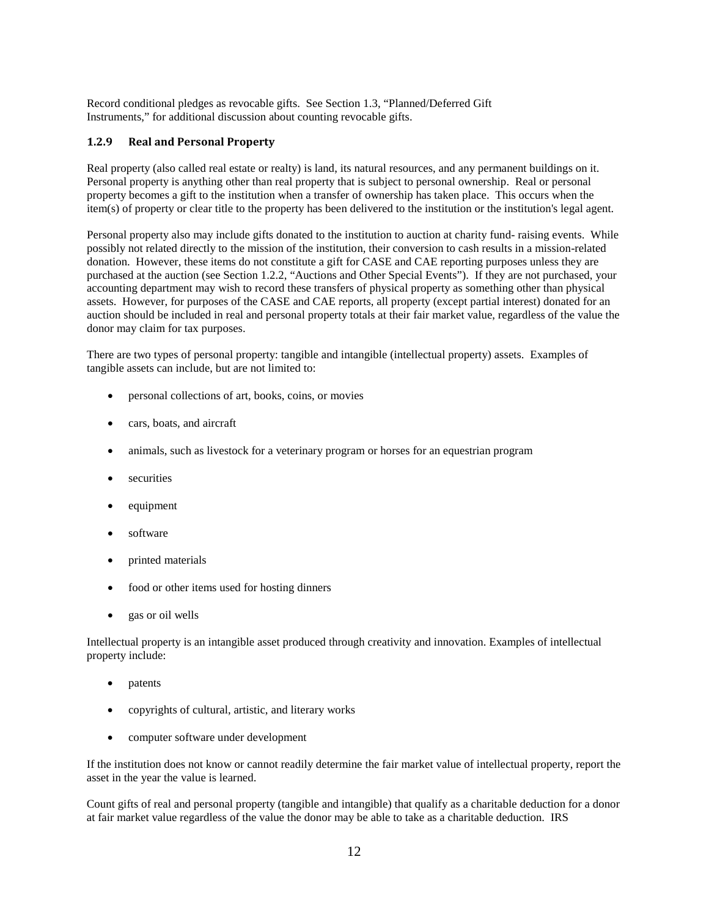Record conditional pledges as revocable gifts. See Section 1.3, "Planned/Deferred Gift Instruments," for additional discussion about counting revocable gifts.

### 1.2.9 Real and Personal Property

Real property (also called real estate or realty) is land, its natural resources, and any permanent buildings on it. Personal property is anything other than real property that is subject to personal ownership. Real or personal property becomes a gift to the institution when a transfer of ownership has taken place. This occurs when the item(s) of property or clear title to the property has been delivered to the institution or the institution's legal agent.

Personal property also may include gifts donated to the institution to auction at charity fund- raising events. While possibly not related directly to the mission of the institution, their conversion to cash results in a mission-related donation. However, these items do not constitute a gift for CASE and CAE reporting purposes unless they are purchased at the auction (see Section 1.2.2, "Auctions and Other Special Events"). If they are not purchased, your accounting department may wish to record these transfers of physical property as something other than physical assets. However, for purposes of the CASE and CAE reports, all property (except partial interest) donated for an auction should be included in real and personal property totals at their fair market value, regardless of the value the donor may claim for tax purposes.

There are two types of personal property: tangible and intangible (intellectual property) assets. Examples of tangible assets can include, but are not limited to:

- personal collections of art, books, coins, or movies
- cars, boats, and aircraft
- animals, such as livestock for a veterinary program or horses for an equestrian program
- securities
- equipment
- software
- printed materials
- food or other items used for hosting dinners
- gas or oil wells

Intellectual property is an intangible asset produced through creativity and innovation. Examples of intellectual property include:

- patents
- copyrights of cultural, artistic, and literary works
- computer software under development

If the institution does not know or cannot readily determine the fair market value of intellectual property, report the asset in the year the value is learned.

Count gifts of real and personal property (tangible and intangible) that qualify as a charitable deduction for a donor at fair market value regardless of the value the donor may be able to take as a charitable deduction. IRS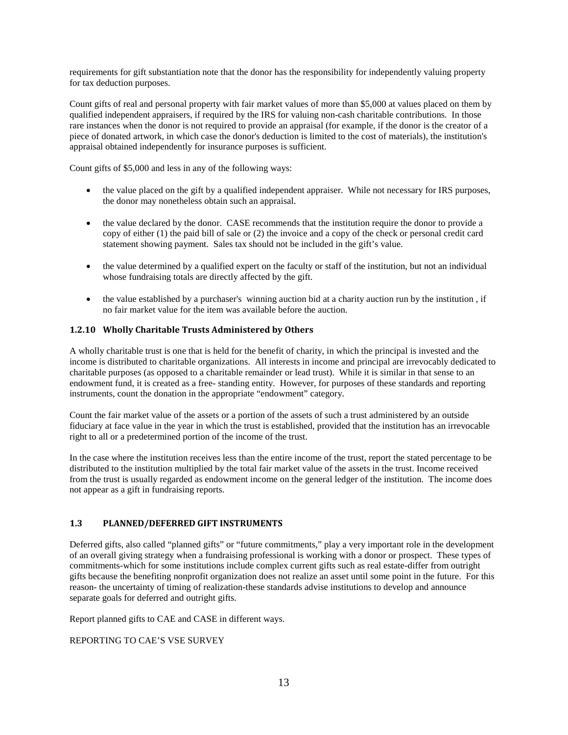requirements for gift substantiation note that the donor has the responsibility for independently valuing property for tax deduction purposes.

Count gifts of real and personal property with fair market values of more than $5,000 at values placed on them by qualified independent appraisers, if required by the IRS for valuing non-cash charitable contributions. In those rare instances when the donor is not required to provide an appraisal (for example, if the donor is the creator of a piece of donated artwork, in which case the donor's deduction is limited to the cost of materials), the institution's appraisal obtained independently for insurance purposes is sufficient.

Count gifts of $5,000 and less in any of the following ways:

- the value placed on the gift by a qualified independent appraiser. While not necessary for IRS purposes, the donor may nonetheless obtain such an appraisal.
- the value declared by the donor. CASE recommends that the institution require the donor to provide a copy of either (1) the paid bill of sale or (2) the invoice and a copy of the check or personal credit card statement showing payment. Sales tax should not be included in the gift's value.
- the value determined by a qualified expert on the faculty or staff of the institution, but not an individual whose fundraising totals are directly affected by the gift.
- the value established by a purchaser's winning auction bid at a charity auction run by the institution , if no fair market value for the item was available before the auction.

### 1.2.10 Wholly Charitable Trusts Administered by Others

A wholly charitable trust is one that is held for the benefit of charity, in which the principal is invested and the income is distributed to charitable organizations. All interests in income and principal are irrevocably dedicated to charitable purposes (as opposed to a charitable remainder or lead trust). While it is similar in that sense to an endowment fund, it is created as a free- standing entity. However, for purposes of these standards and reporting instruments, count the donation in the appropriate "endowment" category.

Count the fair market value of the assets or a portion of the assets of such a trust administered by an outside fiduciary at face value in the year in which the trust is established, provided that the institution has an irrevocable right to all or a predetermined portion of the income of the trust.

In the case where the institution receives less than the entire income of the trust, report the stated percentage to be distributed to the institution multiplied by the total fair market value of the assets in the trust. Income received from the trust is usually regarded as endowment income on the general ledger of the institution. The income does not appear as a gift in fundraising reports.

## 1.3 PLANNED/DEFERRED GIFT INSTRUMENTS

Deferred gifts, also called "planned gifts" or "future commitments," play a very important role in the development of an overall giving strategy when a fundraising professional is working with a donor or prospect. These types of commitments-which for some institutions include complex current gifts such as real estate-differ from outright gifts because the benefiting nonprofit organization does not realize an asset until some point in the future. For this reason- the uncertainty of timing of realization-these standards advise institutions to develop and announce separate goals for deferred and outright gifts.

Report planned gifts to CAE and CASE in different ways.

REPORTING TO CAE'S VSE SURVEY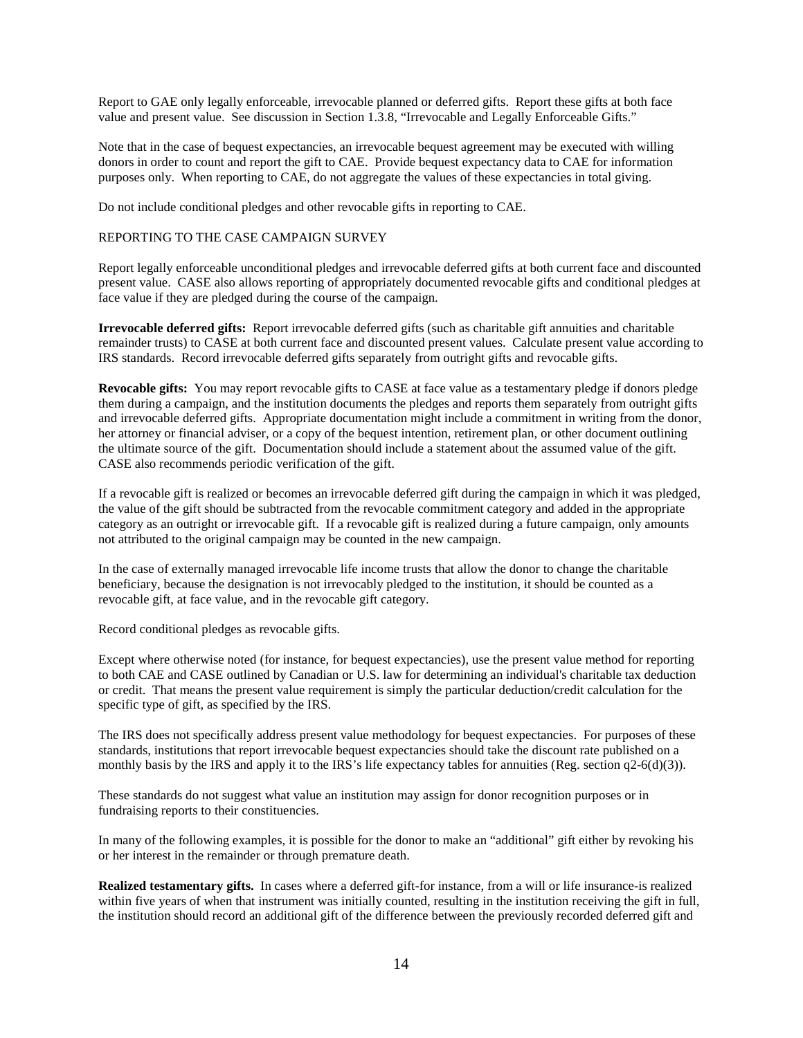Report to GAE only legally enforceable, irrevocable planned or deferred gifts. Report these gifts at both face value and present value. See discussion in Section 1.3.8, "Irrevocable and Legally Enforceable Gifts."

Note that in the case of bequest expectancies, an irrevocable bequest agreement may be executed with willing donors in order to count and report the gift to CAE. Provide bequest expectancy data to CAE for information purposes only. When reporting to CAE, do not aggregate the values of these expectancies in total giving.

Do not include conditional pledges and other revocable gifts in reporting to CAE.

REPORTING TO THE CASE CAMPAIGN SURVEY

Report legally enforceable unconditional pledges and irrevocable deferred gifts at both current face and discounted present value. CASE also allows reporting of appropriately documented revocable gifts and conditional pledges at face value if they are pledged during the course of the campaign.

**Irrevocable deferred gifts:** Report irrevocable deferred gifts (such as charitable gift annuities and charitable remainder trusts) to CASE at both current face and discounted present values. Calculate present value according to IRS standards. Record irrevocable deferred gifts separately from outright gifts and revocable gifts.

**Revocable gifts:** You may report revocable gifts to CASE at face value as a testamentary pledge if donors pledge them during a campaign, and the institution documents the pledges and reports them separately from outright gifts and irrevocable deferred gifts. Appropriate documentation might include a commitment in writing from the donor, her attorney or financial adviser, or a copy of the bequest intention, retirement plan, or other document outlining the ultimate source of the gift. Documentation should include a statement about the assumed value of the gift. CASE also recommends periodic verification of the gift.

If a revocable gift is realized or becomes an irrevocable deferred gift during the campaign in which it was pledged, the value of the gift should be subtracted from the revocable commitment category and added in the appropriate category as an outright or irrevocable gift. If a revocable gift is realized during a future campaign, only amounts not attributed to the original campaign may be counted in the new campaign.

In the case of externally managed irrevocable life income trusts that allow the donor to change the charitable beneficiary, because the designation is not irrevocably pledged to the institution, it should be counted as a revocable gift, at face value, and in the revocable gift category.

Record conditional pledges as revocable gifts.

Except where otherwise noted (for instance, for bequest expectancies), use the present value method for reporting to both CAE and CASE outlined by Canadian or U.S. law for determining an individual's charitable tax deduction or credit. That means the present value requirement is simply the particular deduction/credit calculation for the specific type of gift, as specified by the IRS.

The IRS does not specifically address present value methodology for bequest expectancies. For purposes of these standards, institutions that report irrevocable bequest expectancies should take the discount rate published on a monthly basis by the IRS and apply it to the IRS's life expectancy tables for annuities (Reg. section q2-6(d)(3)).

These standards do not suggest what value an institution may assign for donor recognition purposes or in fundraising reports to their constituencies.

In many of the following examples, it is possible for the donor to make an "additional" gift either by revoking his or her interest in the remainder or through premature death.

**Realized testamentary gifts.** In cases where a deferred gift-for instance, from a will or life insurance-is realized within five years of when that instrument was initially counted, resulting in the institution receiving the gift in full, the institution should record an additional gift of the difference between the previously recorded deferred gift and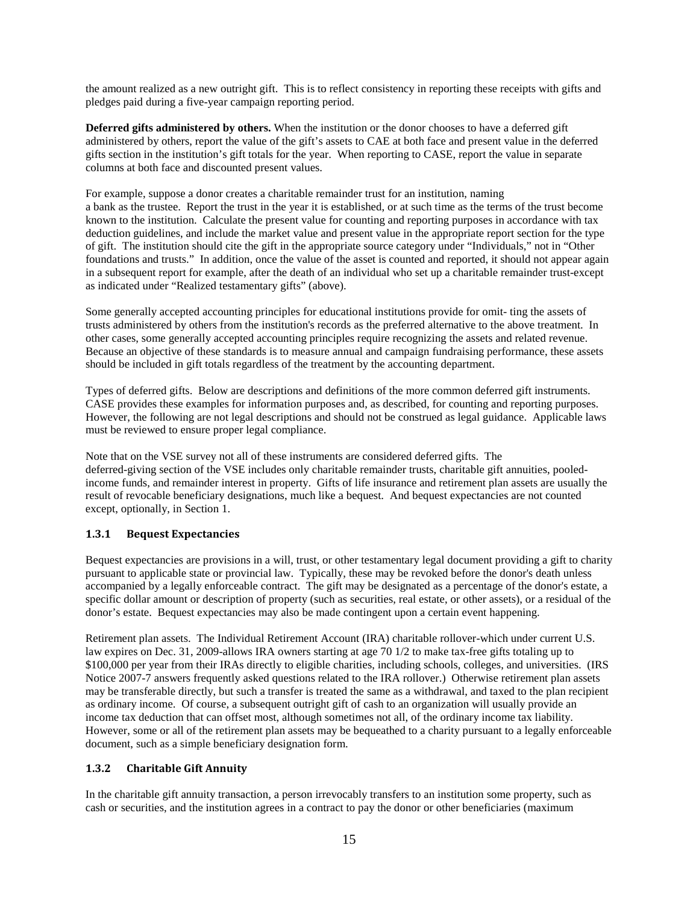the amount realized as a new outright gift. This is to reflect consistency in reporting these receipts with gifts and pledges paid during a five-year campaign reporting period.

**Deferred gifts administered by others.** When the institution or the donor chooses to have a deferred gift administered by others, report the value of the gift's assets to CAE at both face and present value in the deferred gifts section in the institution's gift totals for the year. When reporting to CASE, report the value in separate columns at both face and discounted present values.

For example, suppose a donor creates a charitable remainder trust for an institution, naming a bank as the trustee. Report the trust in the year it is established, or at such time as the terms of the trust become known to the institution. Calculate the present value for counting and reporting purposes in accordance with tax deduction guidelines, and include the market value and present value in the appropriate report section for the type of gift. The institution should cite the gift in the appropriate source category under "Individuals," not in "Other foundations and trusts." In addition, once the value of the asset is counted and reported, it should not appear again in a subsequent report for example, after the death of an individual who set up a charitable remainder trust-except as indicated under "Realized testamentary gifts" (above).

Some generally accepted accounting principles for educational institutions provide for omit- ting the assets of trusts administered by others from the institution's records as the preferred alternative to the above treatment. In other cases, some generally accepted accounting principles require recognizing the assets and related revenue. Because an objective of these standards is to measure annual and campaign fundraising performance, these assets should be included in gift totals regardless of the treatment by the accounting department.

Types of deferred gifts. Below are descriptions and definitions of the more common deferred gift instruments. CASE provides these examples for information purposes and, as described, for counting and reporting purposes. However, the following are not legal descriptions and should not be construed as legal guidance. Applicable laws must be reviewed to ensure proper legal compliance.

Note that on the VSE survey not all of these instruments are considered deferred gifts. The deferred-giving section of the VSE includes only charitable remainder trusts, charitable gift annuities, pooled-income funds, and remainder interest in property. Gifts of life insurance and retirement plan assets are usually the result of revocable beneficiary designations, much like a bequest. And bequest expectancies are not counted except, optionally, in Section 1.

### 1.3.1 Bequest Expectancies

Bequest expectancies are provisions in a will, trust, or other testamentary legal document providing a gift to charity pursuant to applicable state or provincial law. Typically, these may be revoked before the donor's death unless accompanied by a legally enforceable contract. The gift may be designated as a percentage of the donor's estate, a specific dollar amount or description of property (such as securities, real estate, or other assets), or a residual of the donor's estate. Bequest expectancies may also be made contingent upon a certain event happening.

Retirement plan assets. The Individual Retirement Account (IRA) charitable rollover-which under current U.S. law expires on Dec. 31, 2009-allows IRA owners starting at age 70 1/2 to make tax-free gifts totaling up to $100,000 per year from their IRAs directly to eligible charities, including schools, colleges, and universities. (IRS Notice 2007-7 answers frequently asked questions related to the IRA rollover.) Otherwise retirement plan assets may be transferable directly, but such a transfer is treated the same as a withdrawal, and taxed to the plan recipient as ordinary income. Of course, a subsequent outright gift of cash to an organization will usually provide an income tax deduction that can offset most, although sometimes not all, of the ordinary income tax liability. However, some or all of the retirement plan assets may be bequeathed to a charity pursuant to a legally enforceable document, such as a simple beneficiary designation form.

### 1.3.2 Charitable Gift Annuity

In the charitable gift annuity transaction, a person irrevocably transfers to an institution some property, such as cash or securities, and the institution agrees in a contract to pay the donor or other beneficiaries (maximum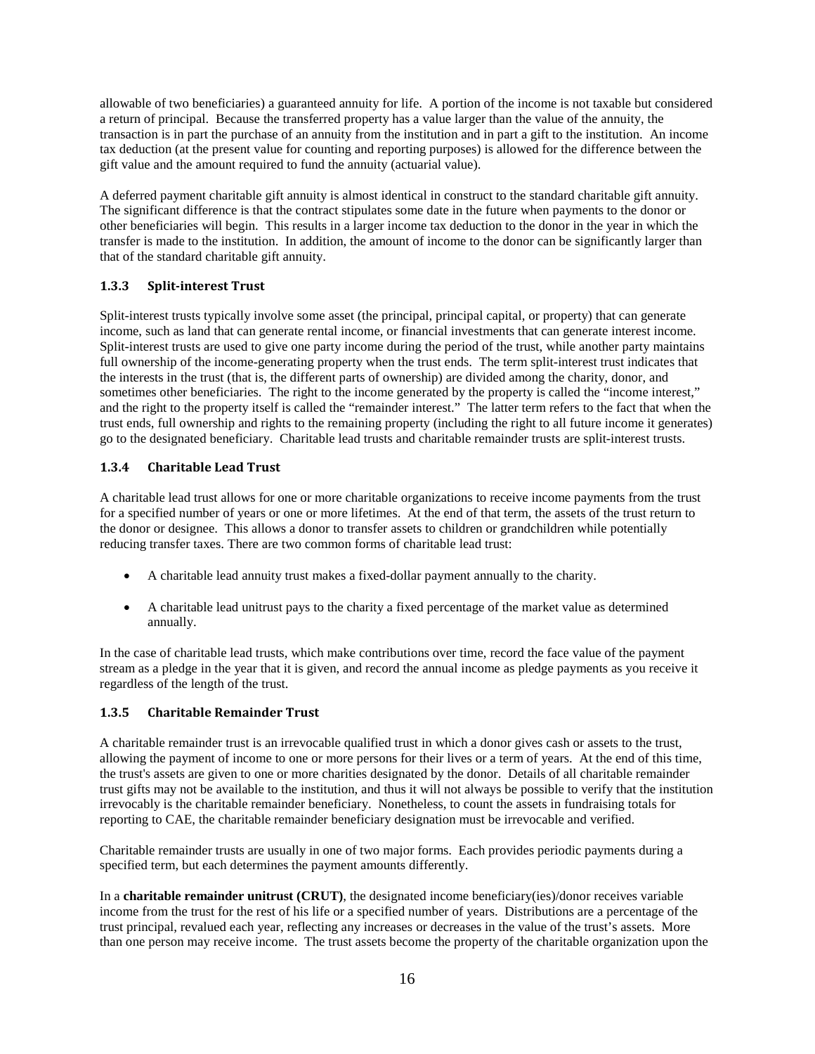allowable of two beneficiaries) a guaranteed annuity for life. A portion of the income is not taxable but considered a return of principal. Because the transferred property has a value larger than the value of the annuity, the transaction is in part the purchase of an annuity from the institution and in part a gift to the institution. An income tax deduction (at the present value for counting and reporting purposes) is allowed for the difference between the gift value and the amount required to fund the annuity (actuarial value).

A deferred payment charitable gift annuity is almost identical in construct to the standard charitable gift annuity. The significant difference is that the contract stipulates some date in the future when payments to the donor or other beneficiaries will begin. This results in a larger income tax deduction to the donor in the year in which the transfer is made to the institution. In addition, the amount of income to the donor can be significantly larger than that of the standard charitable gift annuity.

### 1.3.3 Split-interest Trust

Split-interest trusts typically involve some asset (the principal, principal capital, or property) that can generate income, such as land that can generate rental income, or financial investments that can generate interest income. Split-interest trusts are used to give one party income during the period of the trust, while another party maintains full ownership of the income-generating property when the trust ends. The term split-interest trust indicates that the interests in the trust (that is, the different parts of ownership) are divided among the charity, donor, and sometimes other beneficiaries. The right to the income generated by the property is called the "income interest," and the right to the property itself is called the "remainder interest." The latter term refers to the fact that when the trust ends, full ownership and rights to the remaining property (including the right to all future income it generates) go to the designated beneficiary. Charitable lead trusts and charitable remainder trusts are split-interest trusts.

### 1.3.4 Charitable Lead Trust

A charitable lead trust allows for one or more charitable organizations to receive income payments from the trust for a specified number of years or one or more lifetimes. At the end of that term, the assets of the trust return to the donor or designee. This allows a donor to transfer assets to children or grandchildren while potentially reducing transfer taxes. There are two common forms of charitable lead trust:

- A charitable lead annuity trust makes a fixed-dollar payment annually to the charity.
- A charitable lead unitrust pays to the charity a fixed percentage of the market value as determined annually.

In the case of charitable lead trusts, which make contributions over time, record the face value of the payment stream as a pledge in the year that it is given, and record the annual income as pledge payments as you receive it regardless of the length of the trust.

### 1.3.5 Charitable Remainder Trust

A charitable remainder trust is an irrevocable qualified trust in which a donor gives cash or assets to the trust, allowing the payment of income to one or more persons for their lives or a term of years. At the end of this time, the trust's assets are given to one or more charities designated by the donor. Details of all charitable remainder trust gifts may not be available to the institution, and thus it will not always be possible to verify that the institution irrevocably is the charitable remainder beneficiary. Nonetheless, to count the assets in fundraising totals for reporting to CAE, the charitable remainder beneficiary designation must be irrevocable and verified.

Charitable remainder trusts are usually in one of two major forms. Each provides periodic payments during a specified term, but each determines the payment amounts differently.

In a **charitable remainder unitrust (CRUT)**, the designated income beneficiary(ies)/donor receives variable income from the trust for the rest of his life or a specified number of years. Distributions are a percentage of the trust principal, revalued each year, reflecting any increases or decreases in the value of the trust's assets. More than one person may receive income. The trust assets become the property of the charitable organization upon the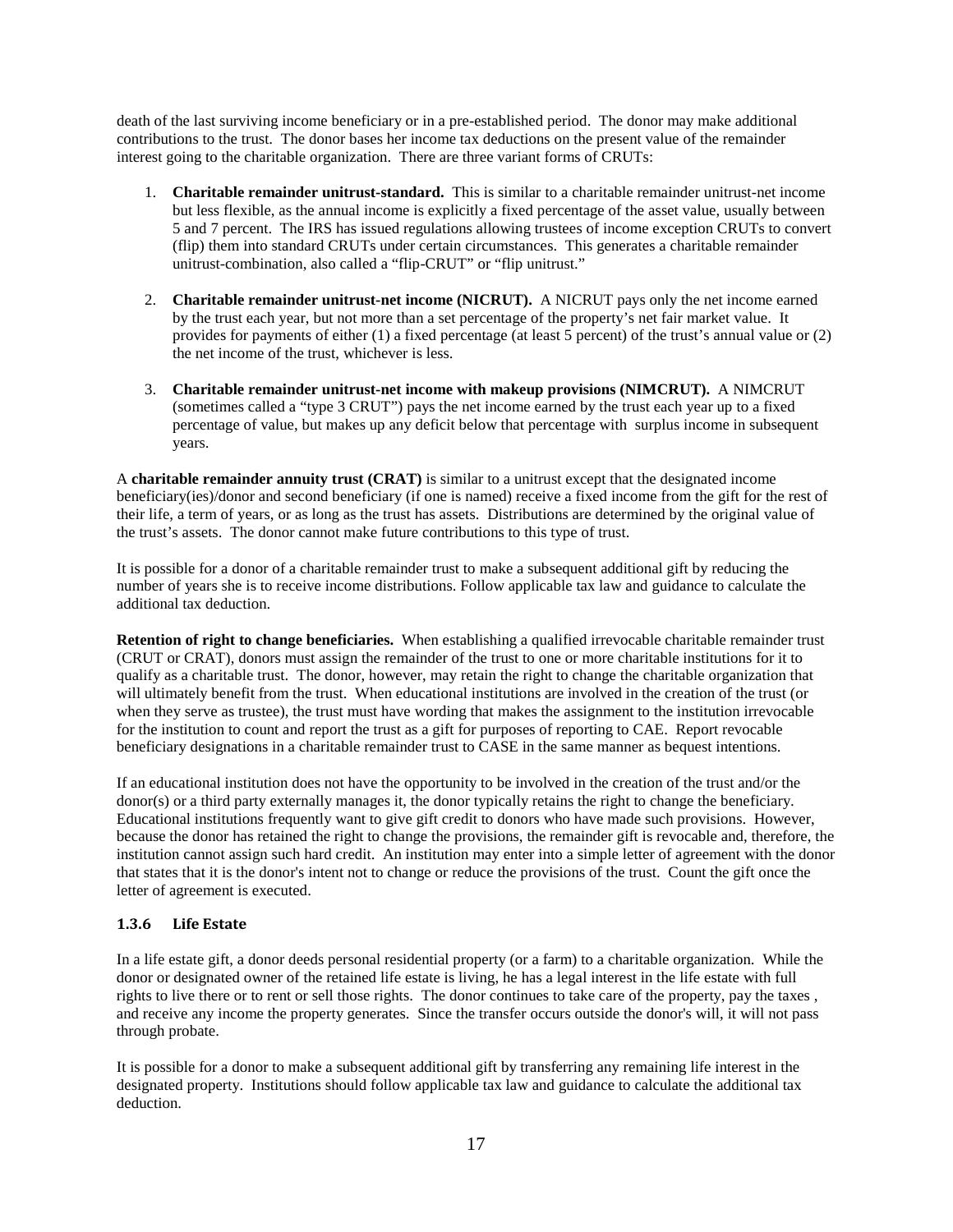death of the last surviving income beneficiary or in a pre-established period. The donor may make additional contributions to the trust. The donor bases her income tax deductions on the present value of the remainder interest going to the charitable organization. There are three variant forms of CRUTs:

1. **Charitable remainder unitrust-standard.** This is similar to a charitable remainder unitrust-net income but less flexible, as the annual income is explicitly a fixed percentage of the asset value, usually between 5 and 7 percent. The IRS has issued regulations allowing trustees of income exception CRUTs to convert (flip) them into standard CRUTs under certain circumstances. This generates a charitable remainder unitrust-combination, also called a "flip-CRUT" or "flip unitrust."

2. **Charitable remainder unitrust-net income (NICRUT).** A NICRUT pays only the net income earned by the trust each year, but not more than a set percentage of the property's net fair market value. It provides for payments of either (1) a fixed percentage (at least 5 percent) of the trust's annual value or (2) the net income of the trust, whichever is less.

3. **Charitable remainder unitrust-net income with makeup provisions (NIMCRUT).** A NIMCRUT (sometimes called a "type 3 CRUT") pays the net income earned by the trust each year up to a fixed percentage of value, but makes up any deficit below that percentage with surplus income in subsequent years.

A **charitable remainder annuity trust (CRAT)** is similar to a unitrust except that the designated income beneficiary(ies)/donor and second beneficiary (if one is named) receive a fixed income from the gift for the rest of their life, a term of years, or as long as the trust has assets. Distributions are determined by the original value of the trust's assets. The donor cannot make future contributions to this type of trust.

It is possible for a donor of a charitable remainder trust to make a subsequent additional gift by reducing the number of years she is to receive income distributions. Follow applicable tax law and guidance to calculate the additional tax deduction.

**Retention of right to change beneficiaries.** When establishing a qualified irrevocable charitable remainder trust (CRUT or CRAT), donors must assign the remainder of the trust to one or more charitable institutions for it to qualify as a charitable trust. The donor, however, may retain the right to change the charitable organization that will ultimately benefit from the trust. When educational institutions are involved in the creation of the trust (or when they serve as trustee), the trust must have wording that makes the assignment to the institution irrevocable for the institution to count and report the trust as a gift for purposes of reporting to CAE. Report revocable beneficiary designations in a charitable remainder trust to CASE in the same manner as bequest intentions.

If an educational institution does not have the opportunity to be involved in the creation of the trust and/or the donor(s) or a third party externally manages it, the donor typically retains the right to change the beneficiary. Educational institutions frequently want to give gift credit to donors who have made such provisions. However, because the donor has retained the right to change the provisions, the remainder gift is revocable and, therefore, the institution cannot assign such hard credit. An institution may enter into a simple letter of agreement with the donor that states that it is the donor's intent not to change or reduce the provisions of the trust. Count the gift once the letter of agreement is executed.

### 1.3.6 Life Estate

In a life estate gift, a donor deeds personal residential property (or a farm) to a charitable organization. While the donor or designated owner of the retained life estate is living, he has a legal interest in the life estate with full rights to live there or to rent or sell those rights. The donor continues to take care of the property, pay the taxes , and receive any income the property generates. Since the transfer occurs outside the donor's will, it will not pass through probate.

It is possible for a donor to make a subsequent additional gift by transferring any remaining life interest in the designated property. Institutions should follow applicable tax law and guidance to calculate the additional tax deduction.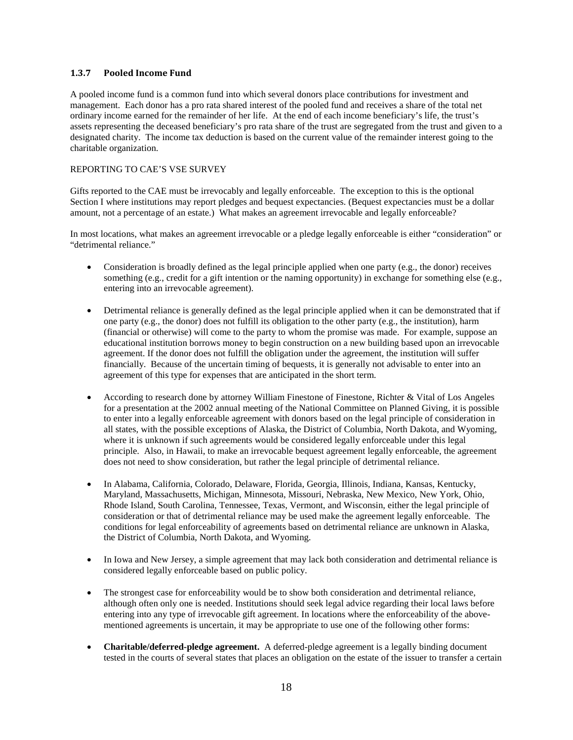### 1.3.7 Pooled Income Fund

A pooled income fund is a common fund into which several donors place contributions for investment and management. Each donor has a pro rata shared interest of the pooled fund and receives a share of the total net ordinary income earned for the remainder of her life. At the end of each income beneficiary's life, the trust's assets representing the deceased beneficiary's pro rata share of the trust are segregated from the trust and given to a designated charity. The income tax deduction is based on the current value of the remainder interest going to the charitable organization.

REPORTING TO CAE'S VSE SURVEY

Gifts reported to the CAE must be irrevocably and legally enforceable. The exception to this is the optional Section I where institutions may report pledges and bequest expectancies. (Bequest expectancies must be a dollar amount, not a percentage of an estate.) What makes an agreement irrevocable and legally enforceable?

In most locations, what makes an agreement irrevocable or a pledge legally enforceable is either "consideration" or "detrimental reliance."

- Consideration is broadly defined as the legal principle applied when one party (e.g., the donor) receives something (e.g., credit for a gift intention or the naming opportunity) in exchange for something else (e.g., entering into an irrevocable agreement).

- Detrimental reliance is generally defined as the legal principle applied when it can be demonstrated that if one party (e.g., the donor) does not fulfill its obligation to the other party (e.g., the institution), harm (financial or otherwise) will come to the party to whom the promise was made. For example, suppose an educational institution borrows money to begin construction on a new building based upon an irrevocable agreement. If the donor does not fulfill the obligation under the agreement, the institution will suffer financially. Because of the uncertain timing of bequests, it is generally not advisable to enter into an agreement of this type for expenses that are anticipated in the short term.

- According to research done by attorney William Finestone of Finestone, Richter & Vital of Los Angeles for a presentation at the 2002 annual meeting of the National Committee on Planned Giving, it is possible to enter into a legally enforceable agreement with donors based on the legal principle of consideration in all states, with the possible exceptions of Alaska, the District of Columbia, North Dakota, and Wyoming, where it is unknown if such agreements would be considered legally enforceable under this legal principle. Also, in Hawaii, to make an irrevocable bequest agreement legally enforceable, the agreement does not need to show consideration, but rather the legal principle of detrimental reliance.

- In Alabama, California, Colorado, Delaware, Florida, Georgia, Illinois, Indiana, Kansas, Kentucky, Maryland, Massachusetts, Michigan, Minnesota, Missouri, Nebraska, New Mexico, New York, Ohio, Rhode Island, South Carolina, Tennessee, Texas, Vermont, and Wisconsin, either the legal principle of consideration or that of detrimental reliance may be used make the agreement legally enforceable. The conditions for legal enforceability of agreements based on detrimental reliance are unknown in Alaska, the District of Columbia, North Dakota, and Wyoming.

- In Iowa and New Jersey, a simple agreement that may lack both consideration and detrimental reliance is considered legally enforceable based on public policy.

- The strongest case for enforceability would be to show both consideration and detrimental reliance, although often only one is needed. Institutions should seek legal advice regarding their local laws before entering into any type of irrevocable gift agreement. In locations where the enforceability of the above-mentioned agreements is uncertain, it may be appropriate to use one of the following other forms:

- **Charitable/deferred-pledge agreement.** A deferred-pledge agreement is a legally binding document tested in the courts of several states that places an obligation on the estate of the issuer to transfer a certain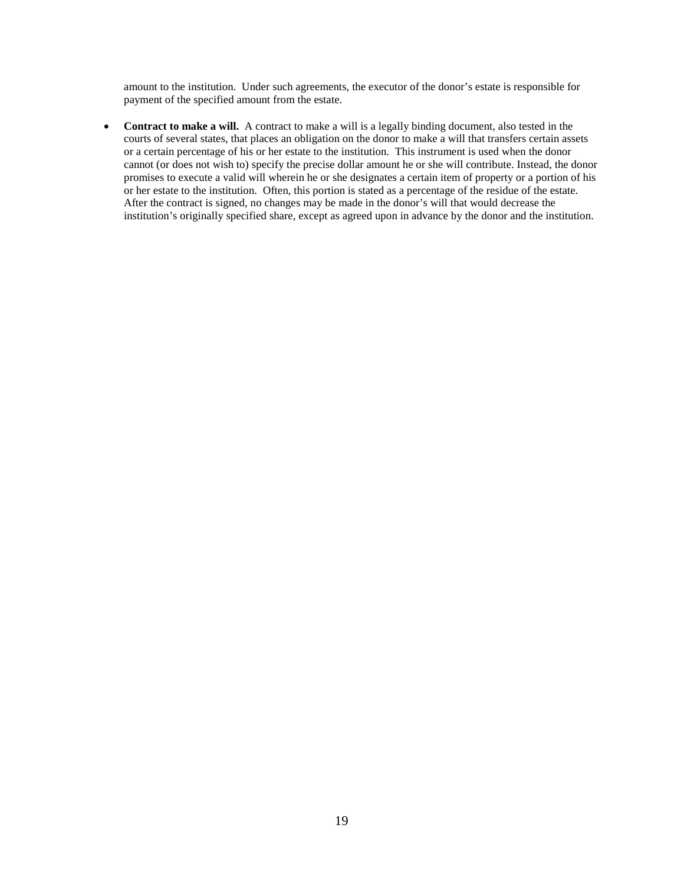amount to the institution. Under such agreements, the executor of the donor's estate is responsible for payment of the specified amount from the estate.

- **Contract to make a will.** A contract to make a will is a legally binding document, also tested in the courts of several states, that places an obligation on the donor to make a will that transfers certain assets or a certain percentage of his or her estate to the institution. This instrument is used when the donor cannot (or does not wish to) specify the precise dollar amount he or she will contribute. Instead, the donor promises to execute a valid will wherein he or she designates a certain item of property or a portion of his or her estate to the institution. Often, this portion is stated as a percentage of the residue of the estate. After the contract is signed, no changes may be made in the donor's will that would decrease the institution's originally specified share, except as agreed upon in advance by the donor and the institution.